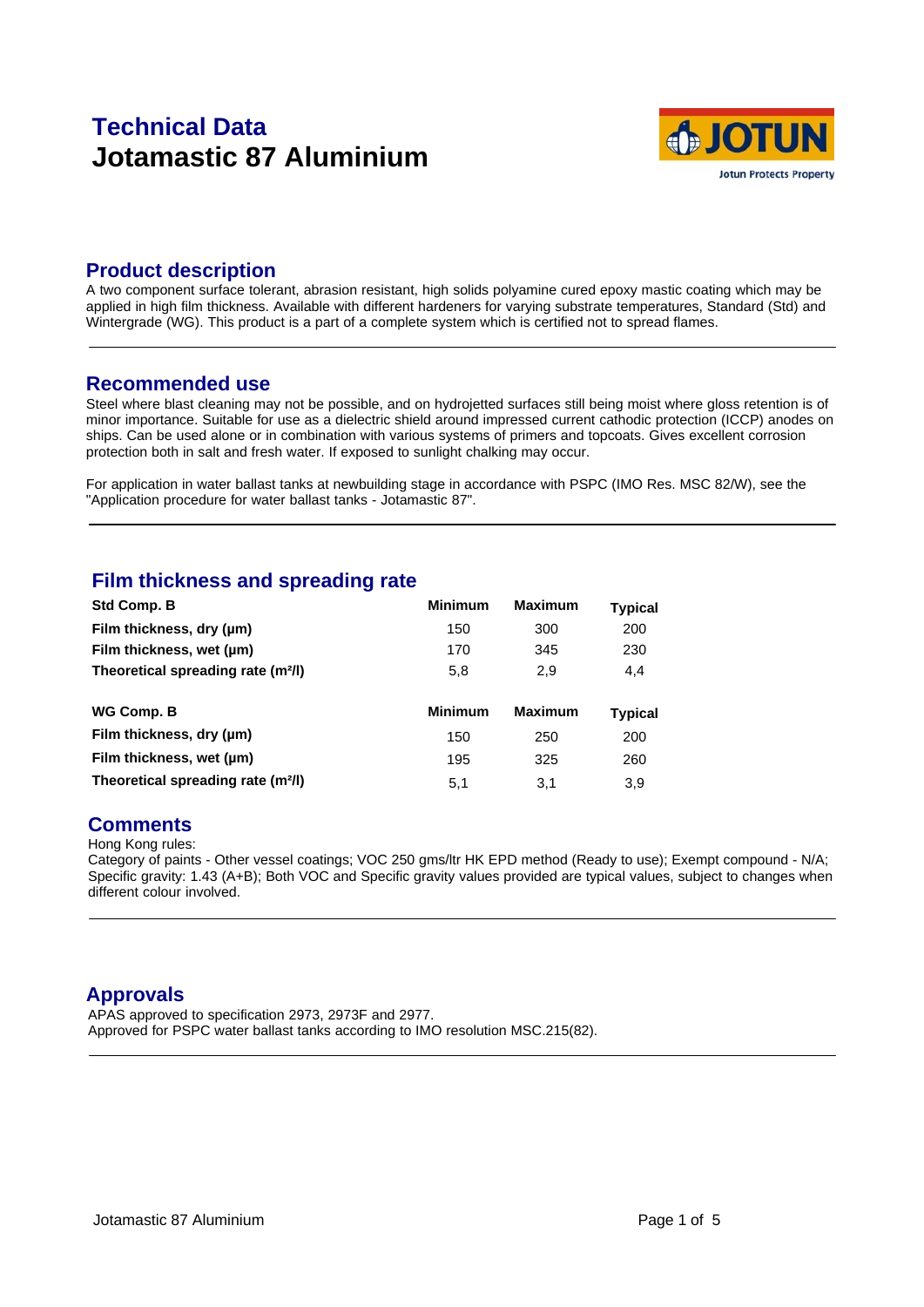# Technical Data

# Jotamastic 87 Aluminium

## Product description

A two component surface tolerant, abrasion resistant, high solids polyamine cured epoxy mastic coating which may be applied in high film thickness. Available with different hardeners for varying substrate temperatures, Standard (Std) and Wintergrade (WG). This product is a part of a complete system which is certified not to spread flames.

## Recommended use

Steel where blast cleaning may not be possible, and on hydrojetted surfaces still being moist where gloss retention is of minor importance. Suitable for use as a dielectric shield around impressed current cathodic protection (ICCP) anodes on ships. Can be used alone or in combination with various systems of primers and topcoats. Gives excellent corrosion protection both in salt and fresh water. If exposed to sunlight chalking may occur.

For application in water ballast tanks at newbuilding stage in accordance with PSPC (IMO Res. MSC 82/W), see the "Application procedure for water ballast tanks - Jotamastic 87".

## Film thickness and spreading rate

| Std Comp. B | Minimum | Maximum | Typical |
|---|---|---|---|
| Film thickness, dry (µm) | 150 | 300 | 200 |
| Film thickness, wet (µm) | 170 | 345 | 230 |
| Theoretical spreading rate (m²/l) | 5,8 | 2,9 | 4,4 |

| WG Comp. B | Minimum | Maximum | Typical |
|---|---|---|---|
| Film thickness, dry (µm) | 150 | 250 | 200 |
| Film thickness, wet (µm) | 195 | 325 | 260 |
| Theoretical spreading rate (m²/l) | 5,1 | 3,1 | 3,9 |

## Comments

Hong Kong rules:
Category of paints - Other vessel coatings; VOC 250 gms/ltr HK EPD method (Ready to use); Exempt compound - N/A; Specific gravity: 1.43 (A+B); Both VOC and Specific gravity values provided are typical values, subject to changes when different colour involved.

## Approvals

APAS approved to specification 2973, 2973F and 2977.
Approved for PSPC water ballast tanks according to IMO resolution MSC.215(82).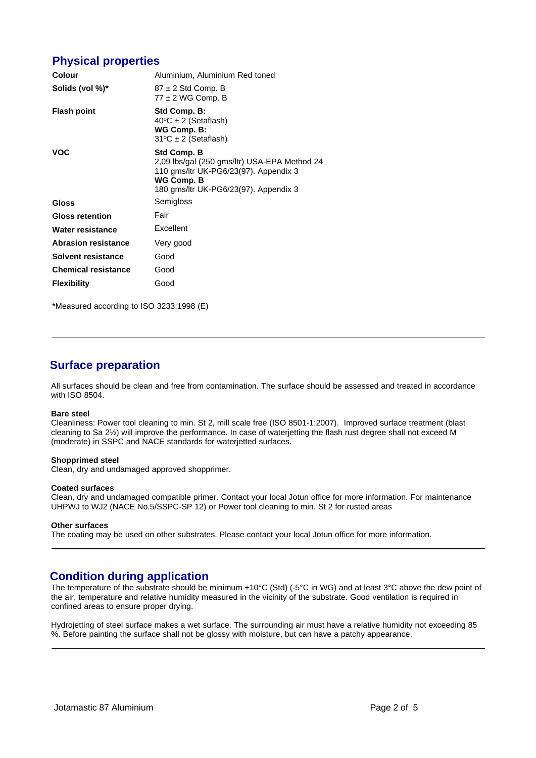## Physical properties

| | |
|---|---|
| **Colour** | Aluminium, Aluminium Red toned |
| **Solids (vol %)*** | 87 ± 2 Std Comp. B<br>77 ± 2 WG Comp. B |
| **Flash point** | **Std Comp. B:**<br>40ºC ± 2 (Setaflash)<br>**WG Comp. B:**<br>31ºC ± 2 (Setaflash) |
| **VOC** | **Std Comp. B**<br>2,09 lbs/gal (250 gms/ltr) USA-EPA Method 24<br>110 gms/ltr UK-PG6/23(97). Appendix 3<br>**WG Comp. B**<br>180 gms/ltr UK-PG6/23(97). Appendix 3 |
| **Gloss** | Semigloss |
| **Gloss retention** | Fair |
| **Water resistance** | Excellent |
| **Abrasion resistance** | Very good |
| **Solvent resistance** | Good |
| **Chemical resistance** | Good |
| **Flexibility** | Good |

*Measured according to ISO 3233:1998 (E)

## Surface preparation

All surfaces should be clean and free from contamination. The surface should be assessed and treated in accordance with ISO 8504.

**Bare steel**
Cleanliness: Power tool cleaning to min. St 2, mill scale free (ISO 8501-1:2007). Improved surface treatment (blast cleaning to Sa 2½) will improve the performance. In case of waterjetting the flash rust degree shall not exceed M (moderate) in SSPC and NACE standards for waterjetted surfaces.

**Shopprimed steel**
Clean, dry and undamaged approved shopprimer.

**Coated surfaces**
Clean, dry and undamaged compatible primer. Contact your local Jotun office for more information. For maintenance UHPWJ to WJ2 (NACE No.5/SSPC-SP 12) or Power tool cleaning to min. St 2 for rusted areas

**Other surfaces**
The coating may be used on other substrates. Please contact your local Jotun office for more information.

## Condition during application

The temperature of the substrate should be minimum +10°C (Std) (-5°C in WG) and at least 3°C above the dew point of the air, temperature and relative humidity measured in the vicinity of the substrate. Good ventilation is required in confined areas to ensure proper drying.

Hydrojetting of steel surface makes a wet surface. The surrounding air must have a relative humidity not exceeding 85 %. Before painting the surface shall not be glossy with moisture, but can have a patchy appearance.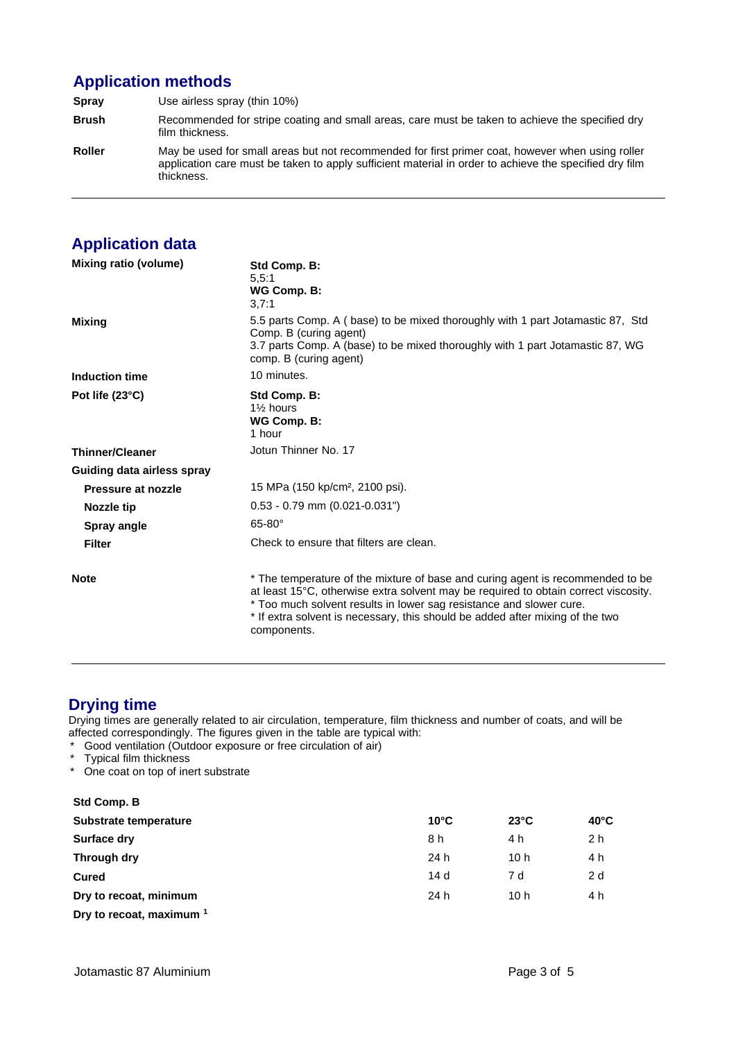## Application methods

| | |
|---|---|
| **Spray** | Use airless spray (thin 10%) |
| **Brush** | Recommended for stripe coating and small areas, care must be taken to achieve the specified dry film thickness. |
| **Roller** | May be used for small areas but not recommended for first primer coat, however when using roller application care must be taken to apply sufficient material in order to achieve the specified dry film thickness. |

## Application data

| | |
|---|---|
| **Mixing ratio (volume)** | **Std Comp. B:** 5,5:1 **WG Comp. B:** 3,7:1 |
| **Mixing** | 5.5 parts Comp. A ( base) to be mixed thoroughly with 1 part Jotamastic 87, Std Comp. B (curing agent) 3.7 parts Comp. A (base) to be mixed thoroughly with 1 part Jotamastic 87, WG comp. B (curing agent) |
| **Induction time** | 10 minutes. |
| **Pot life (23°C)** | **Std Comp. B:** 1½ hours **WG Comp. B:** 1 hour |
| **Thinner/Cleaner** | Jotun Thinner No. 17 |
| **Guiding data airless spray** | |
| **Pressure at nozzle** | 15 MPa (150 kp/cm², 2100 psi). |
| **Nozzle tip** | 0.53 - 0.79 mm (0.021-0.031") |
| **Spray angle** | 65-80° |
| **Filter** | Check to ensure that filters are clean. |
| **Note** | * The temperature of the mixture of base and curing agent is recommended to be at least 15°C, otherwise extra solvent may be required to obtain correct viscosity. * Too much solvent results in lower sag resistance and slower cure. * If extra solvent is necessary, this should be added after mixing of the two components. |

## Drying time

Drying times are generally related to air circulation, temperature, film thickness and number of coats, and will be affected correspondingly. The figures given in the table are typical with:

* Good ventilation (Outdoor exposure or free circulation of air)
* Typical film thickness
* One coat on top of inert substrate

**Std Comp. B**

| **Substrate temperature** | **10°C** | **23°C** | **40°C** |
|---|---|---|---|
| **Surface dry** | 8 h | 4 h | 2 h |
| **Through dry** | 24 h | 10 h | 4 h |
| **Cured** | 14 d | 7 d | 2 d |
| **Dry to recoat, minimum** | 24 h | 10 h | 4 h |
| **Dry to recoat, maximum** [1] | | | |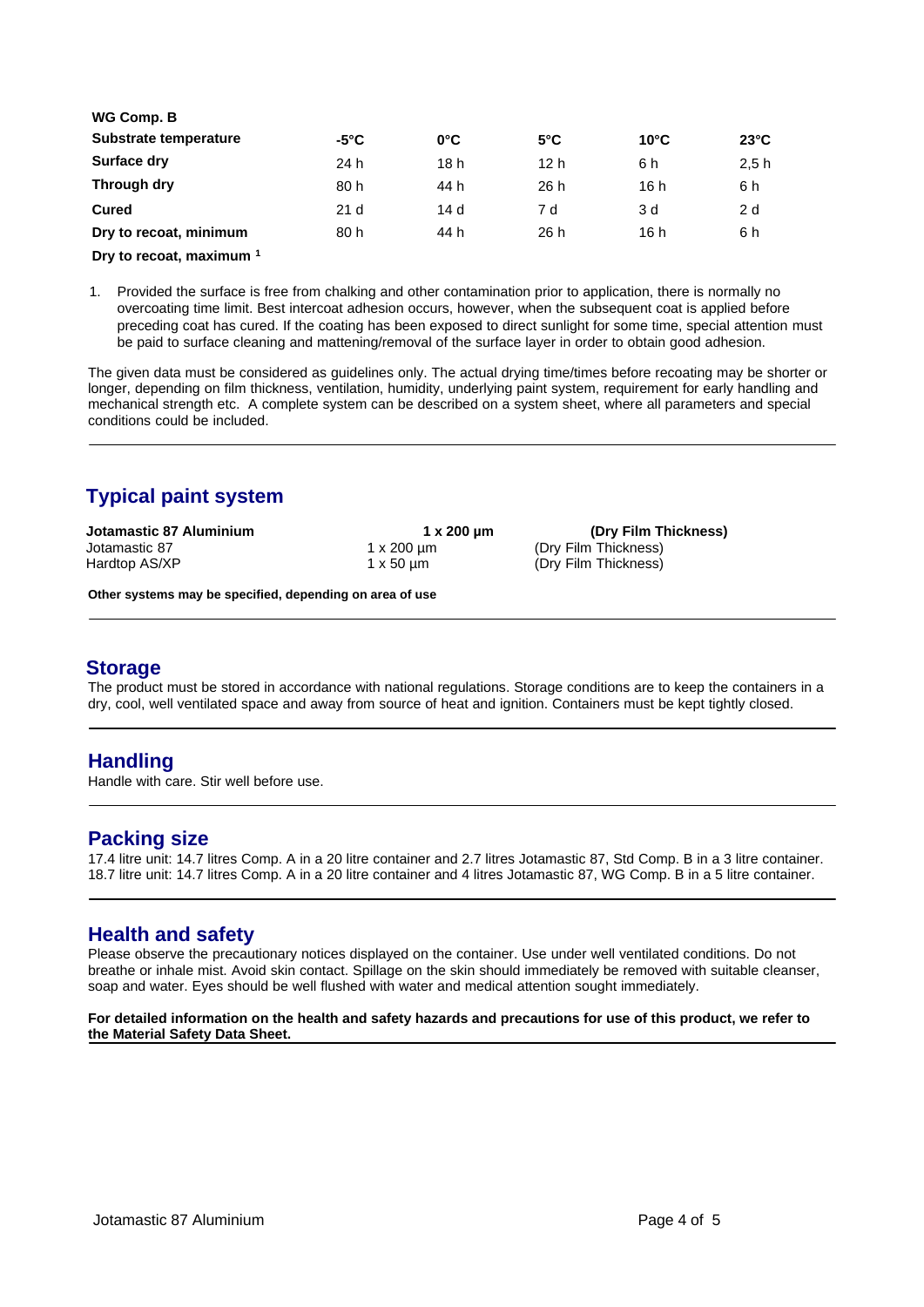**WG Comp. B**

| Substrate temperature | -5°C | 0°C | 5°C | 10°C | 23°C |
|---|---|---|---|---|---|
| Surface dry | 24 h | 18 h | 12 h | 6 h | 2,5 h |
| Through dry | 80 h | 44 h | 26 h | 16 h | 6 h |
| Cured | 21 d | 14 d | 7 d | 3 d | 2 d |
| Dry to recoat, minimum | 80 h | 44 h | 26 h | 16 h | 6 h |
| Dry to recoat, maximum [1] | | | | | |

1. Provided the surface is free from chalking and other contamination prior to application, there is normally no overcoating time limit. Best intercoat adhesion occurs, however, when the subsequent coat is applied before preceding coat has cured. If the coating has been exposed to direct sunlight for some time, special attention must be paid to surface cleaning and mattening/removal of the surface layer in order to obtain good adhesion.

The given data must be considered as guidelines only. The actual drying time/times before recoating may be shorter or longer, depending on film thickness, ventilation, humidity, underlying paint system, requirement for early handling and mechanical strength etc. A complete system can be described on a system sheet, where all parameters and special conditions could be included.

## Typical paint system

| **Jotamastic 87 Aluminium** | **1 x 200 µm** | **(Dry Film Thickness)** |
|---|---|---|
| Jotamastic 87 | 1 x 200 µm | (Dry Film Thickness) |
| Hardtop AS/XP | 1 x 50 µm | (Dry Film Thickness) |

**Other systems may be specified, depending on area of use**

## Storage

The product must be stored in accordance with national regulations. Storage conditions are to keep the containers in a dry, cool, well ventilated space and away from source of heat and ignition. Containers must be kept tightly closed.

## Handling

Handle with care. Stir well before use.

## Packing size

17.4 litre unit: 14.7 litres Comp. A in a 20 litre container and 2.7 litres Jotamastic 87, Std Comp. B in a 3 litre container.
18.7 litre unit: 14.7 litres Comp. A in a 20 litre container and 4 litres Jotamastic 87, WG Comp. B in a 5 litre container.

## Health and safety

Please observe the precautionary notices displayed on the container. Use under well ventilated conditions. Do not breathe or inhale mist. Avoid skin contact. Spillage on the skin should immediately be removed with suitable cleanser, soap and water. Eyes should be well flushed with water and medical attention sought immediately.

**For detailed information on the health and safety hazards and precautions for use of this product, we refer to the Material Safety Data Sheet.**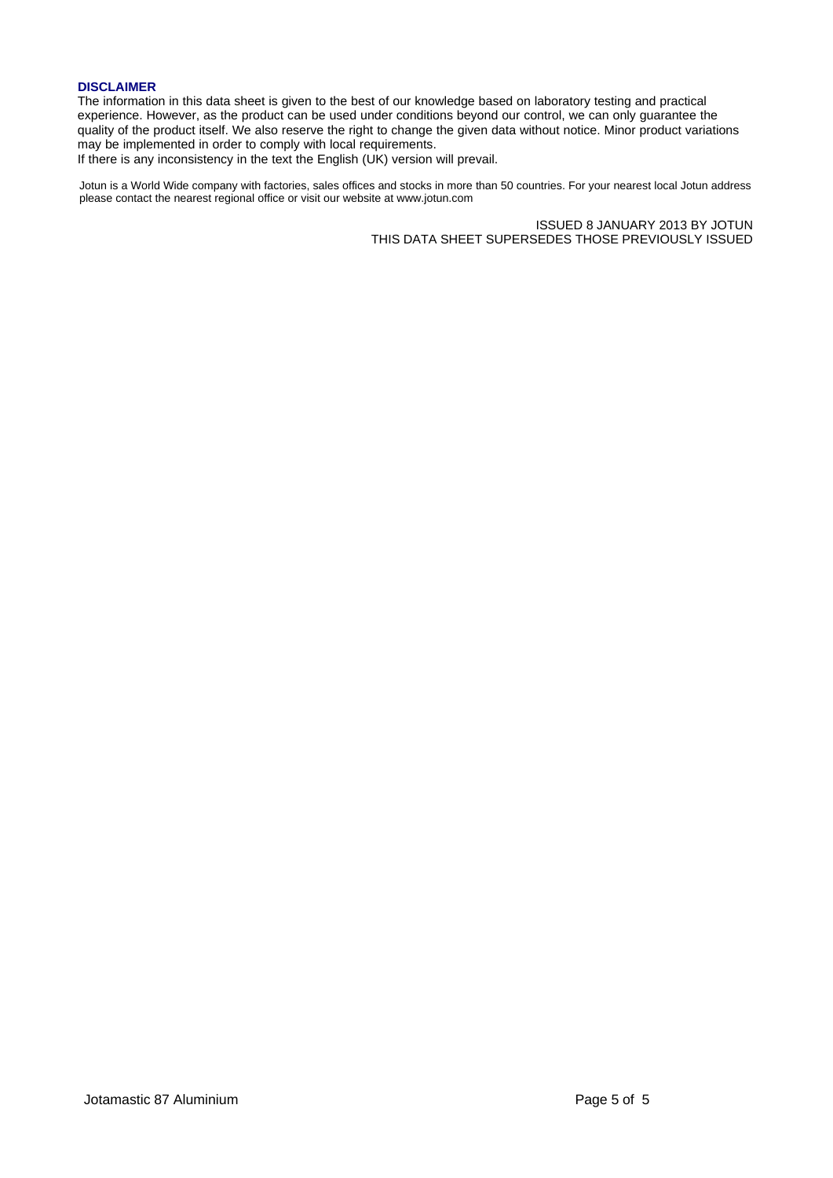## DISCLAIMER

The information in this data sheet is given to the best of our knowledge based on laboratory testing and practical experience. However, as the product can be used under conditions beyond our control, we can only guarantee the quality of the product itself. We also reserve the right to change the given data without notice. Minor product variations may be implemented in order to comply with local requirements.
If there is any inconsistency in the text the English (UK) version will prevail.

Jotun is a World Wide company with factories, sales offices and stocks in more than 50 countries. For your nearest local Jotun address please contact the nearest regional office or visit our website at www.jotun.com

ISSUED 8 JANUARY 2013 BY JOTUN
THIS DATA SHEET SUPERSEDES THOSE PREVIOUSLY ISSUED